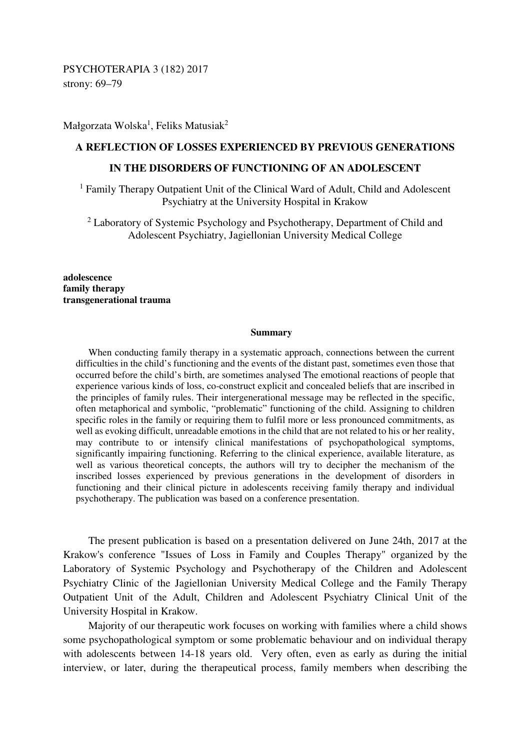Małgorzata Wolska[1], Feliks Matusiak[2]

# A REFLECTION OF LOSSES EXPERIENCED BY PREVIOUS GENERATIONS IN THE DISORDERS OF FUNCTIONING OF AN ADOLESCENT

[1] Family Therapy Outpatient Unit of the Clinical Ward of Adult, Child and Adolescent Psychiatry at the University Hospital in Krakow

[2] Laboratory of Systemic Psychology and Psychotherapy, Department of Child and Adolescent Psychiatry, Jagiellonian University Medical College

**adolescence**
**family therapy**
**transgenerational trauma**

### Summary

When conducting family therapy in a systematic approach, connections between the current difficulties in the child's functioning and the events of the distant past, sometimes even those that occurred before the child's birth, are sometimes analysed The emotional reactions of people that experience various kinds of loss, co-construct explicit and concealed beliefs that are inscribed in the principles of family rules. Their intergenerational message may be reflected in the specific, often metaphorical and symbolic, "problematic" functioning of the child. Assigning to children specific roles in the family or requiring them to fulfil more or less pronounced commitments, as well as evoking difficult, unreadable emotions in the child that are not related to his or her reality, may contribute to or intensify clinical manifestations of psychopathological symptoms, significantly impairing functioning. Referring to the clinical experience, available literature, as well as various theoretical concepts, the authors will try to decipher the mechanism of the inscribed losses experienced by previous generations in the development of disorders in functioning and their clinical picture in adolescents receiving family therapy and individual psychotherapy. The publication was based on a conference presentation.

The present publication is based on a presentation delivered on June 24th, 2017 at the Krakow's conference "Issues of Loss in Family and Couples Therapy" organized by the Laboratory of Systemic Psychology and Psychotherapy of the Children and Adolescent Psychiatry Clinic of the Jagiellonian University Medical College and the Family Therapy Outpatient Unit of the Adult, Children and Adolescent Psychiatry Clinical Unit of the University Hospital in Krakow.

Majority of our therapeutic work focuses on working with families where a child shows some psychopathological symptom or some problematic behaviour and on individual therapy with adolescents between 14-18 years old. Very often, even as early as during the initial interview, or later, during the therapeutical process, family members when describing the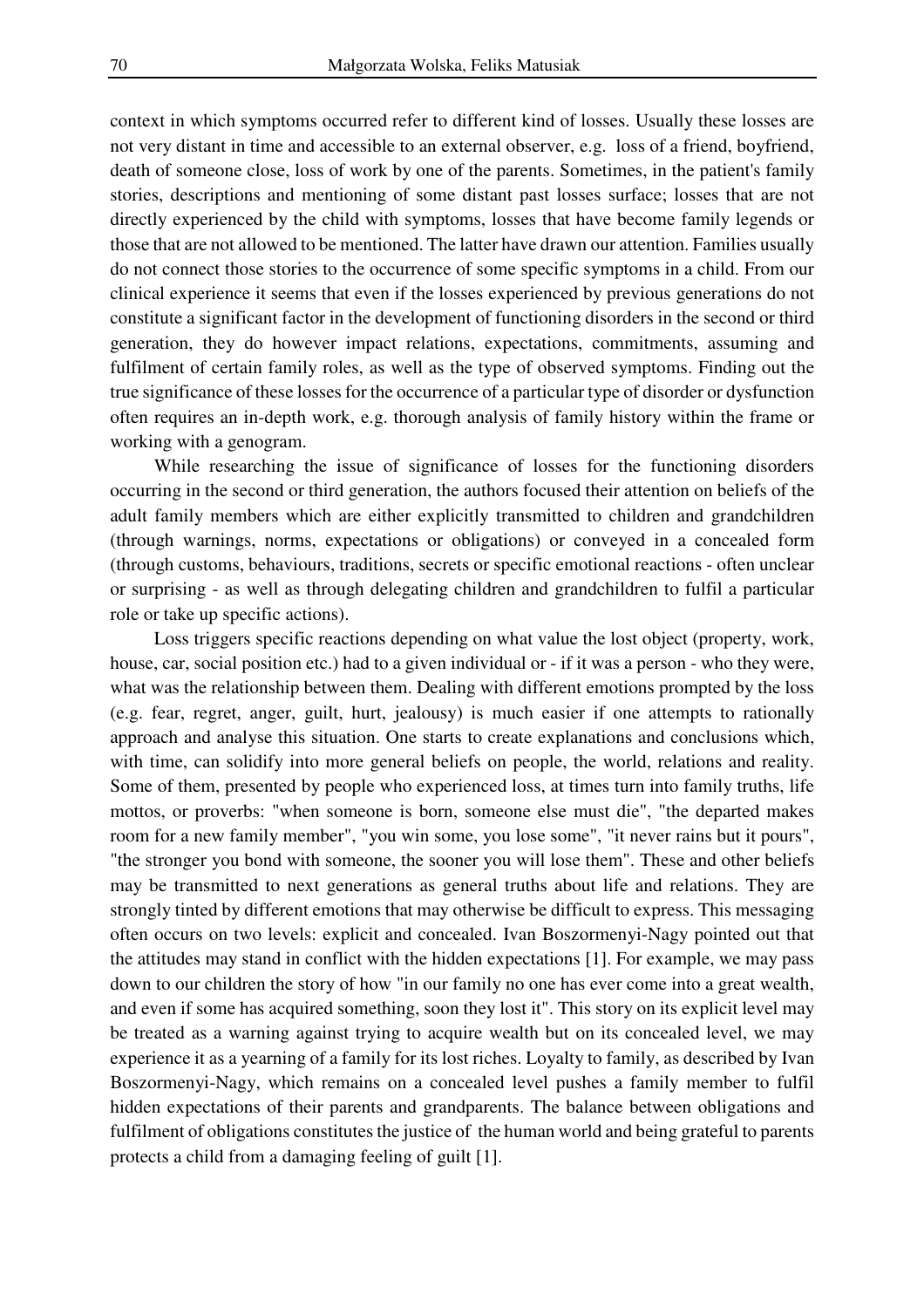context in which symptoms occurred refer to different kind of losses. Usually these losses are not very distant in time and accessible to an external observer, e.g. loss of a friend, boyfriend, death of someone close, loss of work by one of the parents. Sometimes, in the patient's family stories, descriptions and mentioning of some distant past losses surface; losses that are not directly experienced by the child with symptoms, losses that have become family legends or those that are not allowed to be mentioned. The latter have drawn our attention. Families usually do not connect those stories to the occurrence of some specific symptoms in a child. From our clinical experience it seems that even if the losses experienced by previous generations do not constitute a significant factor in the development of functioning disorders in the second or third generation, they do however impact relations, expectations, commitments, assuming and fulfilment of certain family roles, as well as the type of observed symptoms. Finding out the true significance of these losses for the occurrence of a particular type of disorder or dysfunction often requires an in-depth work, e.g. thorough analysis of family history within the frame or working with a genogram.

While researching the issue of significance of losses for the functioning disorders occurring in the second or third generation, the authors focused their attention on beliefs of the adult family members which are either explicitly transmitted to children and grandchildren (through warnings, norms, expectations or obligations) or conveyed in a concealed form (through customs, behaviours, traditions, secrets or specific emotional reactions - often unclear or surprising - as well as through delegating children and grandchildren to fulfil a particular role or take up specific actions).

Loss triggers specific reactions depending on what value the lost object (property, work, house, car, social position etc.) had to a given individual or - if it was a person - who they were, what was the relationship between them. Dealing with different emotions prompted by the loss (e.g. fear, regret, anger, guilt, hurt, jealousy) is much easier if one attempts to rationally approach and analyse this situation. One starts to create explanations and conclusions which, with time, can solidify into more general beliefs on people, the world, relations and reality. Some of them, presented by people who experienced loss, at times turn into family truths, life mottos, or proverbs: "when someone is born, someone else must die", "the departed makes room for a new family member", "you win some, you lose some", "it never rains but it pours", "the stronger you bond with someone, the sooner you will lose them". These and other beliefs may be transmitted to next generations as general truths about life and relations. They are strongly tinted by different emotions that may otherwise be difficult to express. This messaging often occurs on two levels: explicit and concealed. Ivan Boszormenyi-Nagy pointed out that the attitudes may stand in conflict with the hidden expectations [1]. For example, we may pass down to our children the story of how "in our family no one has ever come into a great wealth, and even if some has acquired something, soon they lost it". This story on its explicit level may be treated as a warning against trying to acquire wealth but on its concealed level, we may experience it as a yearning of a family for its lost riches. Loyalty to family, as described by Ivan Boszormenyi-Nagy, which remains on a concealed level pushes a family member to fulfil hidden expectations of their parents and grandparents. The balance between obligations and fulfilment of obligations constitutes the justice of the human world and being grateful to parents protects a child from a damaging feeling of guilt [1].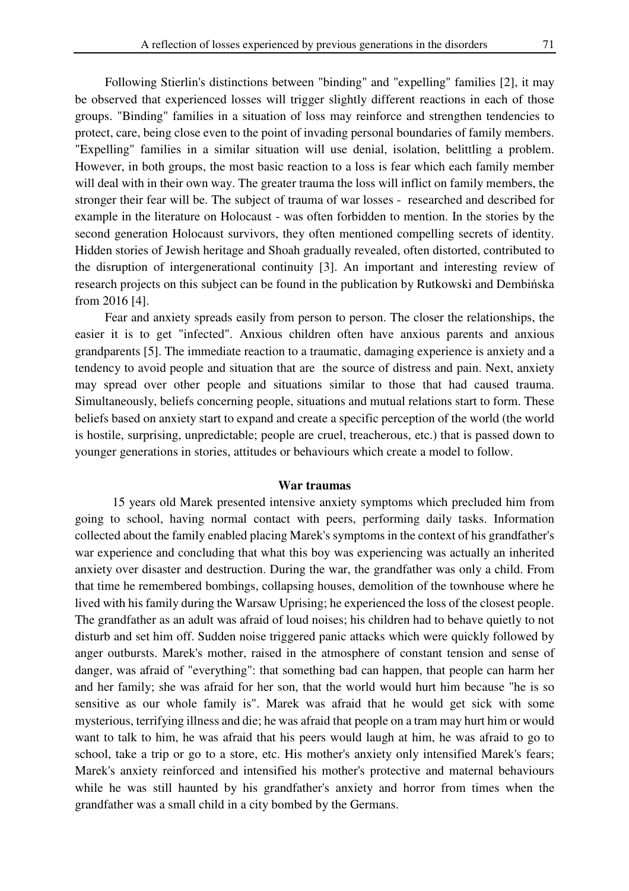Following Stierlin's distinctions between "binding" and "expelling" families [2], it may be observed that experienced losses will trigger slightly different reactions in each of those groups. "Binding" families in a situation of loss may reinforce and strengthen tendencies to protect, care, being close even to the point of invading personal boundaries of family members. "Expelling" families in a similar situation will use denial, isolation, belittling a problem. However, in both groups, the most basic reaction to a loss is fear which each family member will deal with in their own way. The greater trauma the loss will inflict on family members, the stronger their fear will be. The subject of trauma of war losses - researched and described for example in the literature on Holocaust - was often forbidden to mention. In the stories by the second generation Holocaust survivors, they often mentioned compelling secrets of identity. Hidden stories of Jewish heritage and Shoah gradually revealed, often distorted, contributed to the disruption of intergenerational continuity [3]. An important and interesting review of research projects on this subject can be found in the publication by Rutkowski and Dembińska from 2016 [4].

Fear and anxiety spreads easily from person to person. The closer the relationships, the easier it is to get "infected". Anxious children often have anxious parents and anxious grandparents [5]. The immediate reaction to a traumatic, damaging experience is anxiety and a tendency to avoid people and situation that are the source of distress and pain. Next, anxiety may spread over other people and situations similar to those that had caused trauma. Simultaneously, beliefs concerning people, situations and mutual relations start to form. These beliefs based on anxiety start to expand and create a specific perception of the world (the world is hostile, surprising, unpredictable; people are cruel, treacherous, etc.) that is passed down to younger generations in stories, attitudes or behaviours which create a model to follow.

## War traumas

15 years old Marek presented intensive anxiety symptoms which precluded him from going to school, having normal contact with peers, performing daily tasks. Information collected about the family enabled placing Marek's symptoms in the context of his grandfather's war experience and concluding that what this boy was experiencing was actually an inherited anxiety over disaster and destruction. During the war, the grandfather was only a child. From that time he remembered bombings, collapsing houses, demolition of the townhouse where he lived with his family during the Warsaw Uprising; he experienced the loss of the closest people. The grandfather as an adult was afraid of loud noises; his children had to behave quietly to not disturb and set him off. Sudden noise triggered panic attacks which were quickly followed by anger outbursts. Marek's mother, raised in the atmosphere of constant tension and sense of danger, was afraid of "everything": that something bad can happen, that people can harm her and her family; she was afraid for her son, that the world would hurt him because "he is so sensitive as our whole family is". Marek was afraid that he would get sick with some mysterious, terrifying illness and die; he was afraid that people on a tram may hurt him or would want to talk to him, he was afraid that his peers would laugh at him, he was afraid to go to school, take a trip or go to a store, etc. His mother's anxiety only intensified Marek's fears; Marek's anxiety reinforced and intensified his mother's protective and maternal behaviours while he was still haunted by his grandfather's anxiety and horror from times when the grandfather was a small child in a city bombed by the Germans.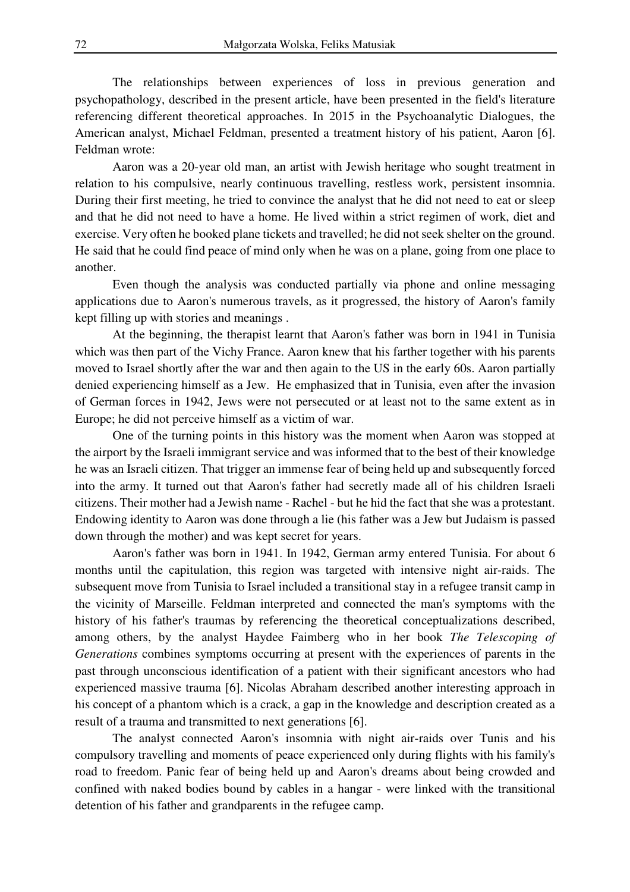The relationships between experiences of loss in previous generation and psychopathology, described in the present article, have been presented in the field's literature referencing different theoretical approaches. In 2015 in the Psychoanalytic Dialogues, the American analyst, Michael Feldman, presented a treatment history of his patient, Aaron [6]. Feldman wrote:

Aaron was a 20-year old man, an artist with Jewish heritage who sought treatment in relation to his compulsive, nearly continuous travelling, restless work, persistent insomnia. During their first meeting, he tried to convince the analyst that he did not need to eat or sleep and that he did not need to have a home. He lived within a strict regimen of work, diet and exercise. Very often he booked plane tickets and travelled; he did not seek shelter on the ground. He said that he could find peace of mind only when he was on a plane, going from one place to another.

Even though the analysis was conducted partially via phone and online messaging applications due to Aaron's numerous travels, as it progressed, the history of Aaron's family kept filling up with stories and meanings .

At the beginning, the therapist learnt that Aaron's father was born in 1941 in Tunisia which was then part of the Vichy France. Aaron knew that his farther together with his parents moved to Israel shortly after the war and then again to the US in the early 60s. Aaron partially denied experiencing himself as a Jew. He emphasized that in Tunisia, even after the invasion of German forces in 1942, Jews were not persecuted or at least not to the same extent as in Europe; he did not perceive himself as a victim of war.

One of the turning points in this history was the moment when Aaron was stopped at the airport by the Israeli immigrant service and was informed that to the best of their knowledge he was an Israeli citizen. That trigger an immense fear of being held up and subsequently forced into the army. It turned out that Aaron's father had secretly made all of his children Israeli citizens. Their mother had a Jewish name - Rachel - but he hid the fact that she was a protestant. Endowing identity to Aaron was done through a lie (his father was a Jew but Judaism is passed down through the mother) and was kept secret for years.

Aaron's father was born in 1941. In 1942, German army entered Tunisia. For about 6 months until the capitulation, this region was targeted with intensive night air-raids. The subsequent move from Tunisia to Israel included a transitional stay in a refugee transit camp in the vicinity of Marseille. Feldman interpreted and connected the man's symptoms with the history of his father's traumas by referencing the theoretical conceptualizations described, among others, by the analyst Haydee Faimberg who in her book *The Telescoping of Generations* combines symptoms occurring at present with the experiences of parents in the past through unconscious identification of a patient with their significant ancestors who had experienced massive trauma [6]. Nicolas Abraham described another interesting approach in his concept of a phantom which is a crack, a gap in the knowledge and description created as a result of a trauma and transmitted to next generations [6].

The analyst connected Aaron's insomnia with night air-raids over Tunis and his compulsory travelling and moments of peace experienced only during flights with his family's road to freedom. Panic fear of being held up and Aaron's dreams about being crowded and confined with naked bodies bound by cables in a hangar - were linked with the transitional detention of his father and grandparents in the refugee camp.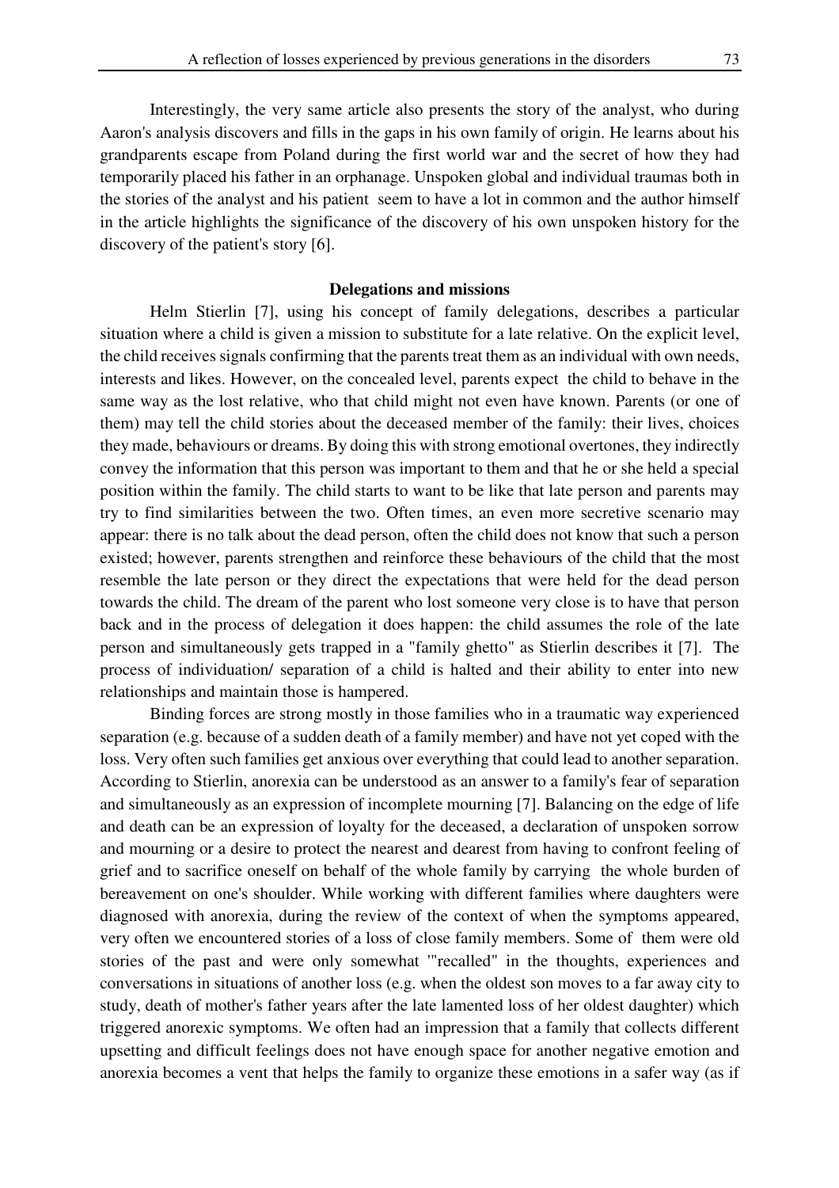Interestingly, the very same article also presents the story of the analyst, who during Aaron's analysis discovers and fills in the gaps in his own family of origin. He learns about his grandparents escape from Poland during the first world war and the secret of how they had temporarily placed his father in an orphanage. Unspoken global and individual traumas both in the stories of the analyst and his patient seem to have a lot in common and the author himself in the article highlights the significance of the discovery of his own unspoken history for the discovery of the patient's story [6].

## Delegations and missions

Helm Stierlin [7], using his concept of family delegations, describes a particular situation where a child is given a mission to substitute for a late relative. On the explicit level, the child receives signals confirming that the parents treat them as an individual with own needs, interests and likes. However, on the concealed level, parents expect the child to behave in the same way as the lost relative, who that child might not even have known. Parents (or one of them) may tell the child stories about the deceased member of the family: their lives, choices they made, behaviours or dreams. By doing this with strong emotional overtones, they indirectly convey the information that this person was important to them and that he or she held a special position within the family. The child starts to want to be like that late person and parents may try to find similarities between the two. Often times, an even more secretive scenario may appear: there is no talk about the dead person, often the child does not know that such a person existed; however, parents strengthen and reinforce these behaviours of the child that the most resemble the late person or they direct the expectations that were held for the dead person towards the child. The dream of the parent who lost someone very close is to have that person back and in the process of delegation it does happen: the child assumes the role of the late person and simultaneously gets trapped in a "family ghetto" as Stierlin describes it [7]. The process of individuation/ separation of a child is halted and their ability to enter into new relationships and maintain those is hampered.

Binding forces are strong mostly in those families who in a traumatic way experienced separation (e.g. because of a sudden death of a family member) and have not yet coped with the loss. Very often such families get anxious over everything that could lead to another separation. According to Stierlin, anorexia can be understood as an answer to a family's fear of separation and simultaneously as an expression of incomplete mourning [7]. Balancing on the edge of life and death can be an expression of loyalty for the deceased, a declaration of unspoken sorrow and mourning or a desire to protect the nearest and dearest from having to confront feeling of grief and to sacrifice oneself on behalf of the whole family by carrying the whole burden of bereavement on one's shoulder. While working with different families where daughters were diagnosed with anorexia, during the review of the context of when the symptoms appeared, very often we encountered stories of a loss of close family members. Some of them were old stories of the past and were only somewhat '"recalled" in the thoughts, experiences and conversations in situations of another loss (e.g. when the oldest son moves to a far away city to study, death of mother's father years after the late lamented loss of her oldest daughter) which triggered anorexic symptoms. We often had an impression that a family that collects different upsetting and difficult feelings does not have enough space for another negative emotion and anorexia becomes a vent that helps the family to organize these emotions in a safer way (as if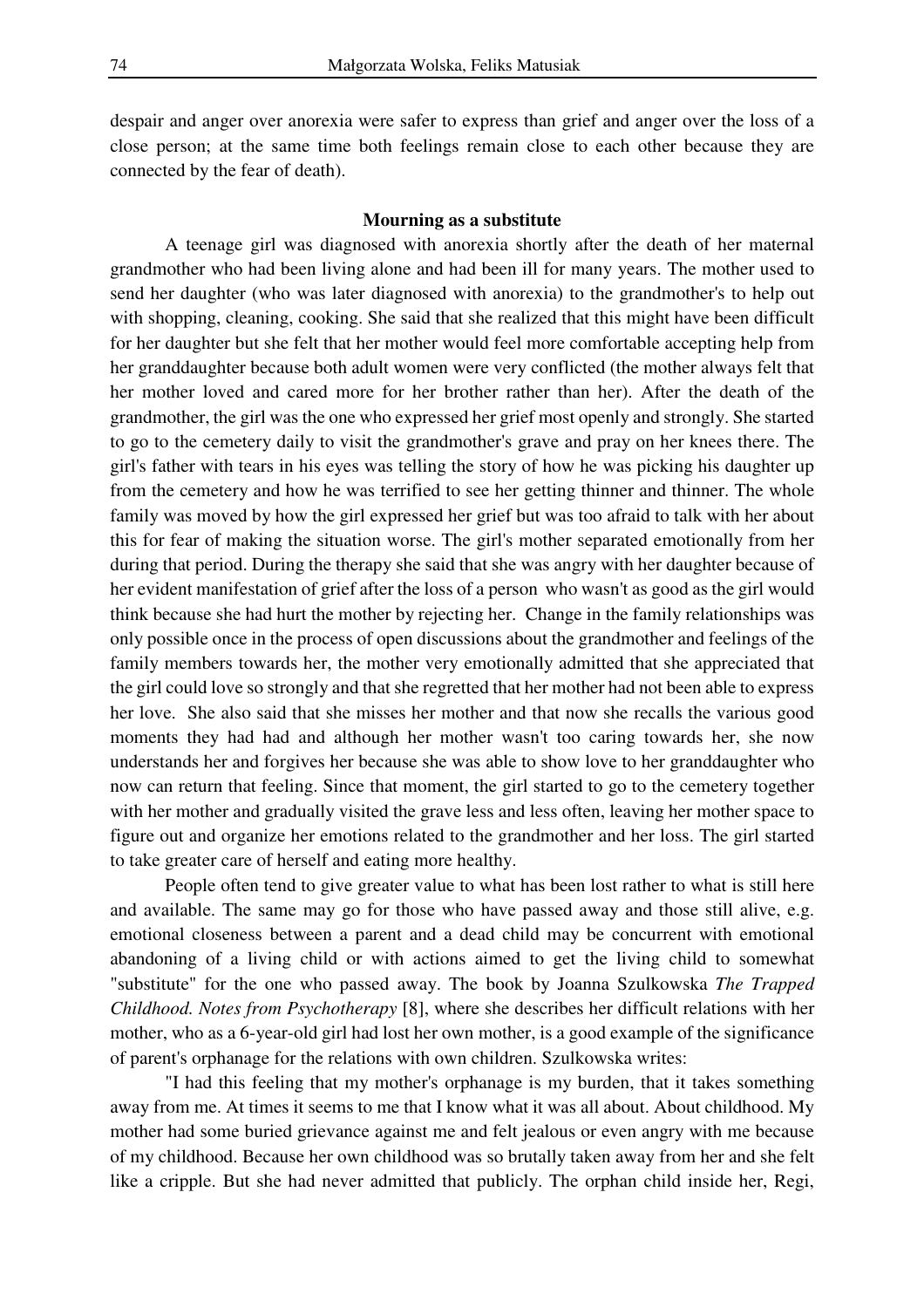despair and anger over anorexia were safer to express than grief and anger over the loss of a close person; at the same time both feelings remain close to each other because they are connected by the fear of death).

## Mourning as a substitute

A teenage girl was diagnosed with anorexia shortly after the death of her maternal grandmother who had been living alone and had been ill for many years. The mother used to send her daughter (who was later diagnosed with anorexia) to the grandmother's to help out with shopping, cleaning, cooking. She said that she realized that this might have been difficult for her daughter but she felt that her mother would feel more comfortable accepting help from her granddaughter because both adult women were very conflicted (the mother always felt that her mother loved and cared more for her brother rather than her). After the death of the grandmother, the girl was the one who expressed her grief most openly and strongly. She started to go to the cemetery daily to visit the grandmother's grave and pray on her knees there. The girl's father with tears in his eyes was telling the story of how he was picking his daughter up from the cemetery and how he was terrified to see her getting thinner and thinner. The whole family was moved by how the girl expressed her grief but was too afraid to talk with her about this for fear of making the situation worse. The girl's mother separated emotionally from her during that period. During the therapy she said that she was angry with her daughter because of her evident manifestation of grief after the loss of a person who wasn't as good as the girl would think because she had hurt the mother by rejecting her. Change in the family relationships was only possible once in the process of open discussions about the grandmother and feelings of the family members towards her, the mother very emotionally admitted that she appreciated that the girl could love so strongly and that she regretted that her mother had not been able to express her love. She also said that she misses her mother and that now she recalls the various good moments they had had and although her mother wasn't too caring towards her, she now understands her and forgives her because she was able to show love to her granddaughter who now can return that feeling. Since that moment, the girl started to go to the cemetery together with her mother and gradually visited the grave less and less often, leaving her mother space to figure out and organize her emotions related to the grandmother and her loss. The girl started to take greater care of herself and eating more healthy.

People often tend to give greater value to what has been lost rather to what is still here and available. The same may go for those who have passed away and those still alive, e.g. emotional closeness between a parent and a dead child may be concurrent with emotional abandoning of a living child or with actions aimed to get the living child to somewhat "substitute" for the one who passed away. The book by Joanna Szulkowska *The Trapped Childhood. Notes from Psychotherapy* [8], where she describes her difficult relations with her mother, who as a 6-year-old girl had lost her own mother, is a good example of the significance of parent's orphanage for the relations with own children. Szulkowska writes:

"I had this feeling that my mother's orphanage is my burden, that it takes something away from me. At times it seems to me that I know what it was all about. About childhood. My mother had some buried grievance against me and felt jealous or even angry with me because of my childhood. Because her own childhood was so brutally taken away from her and she felt like a cripple. But she had never admitted that publicly. The orphan child inside her, Regi,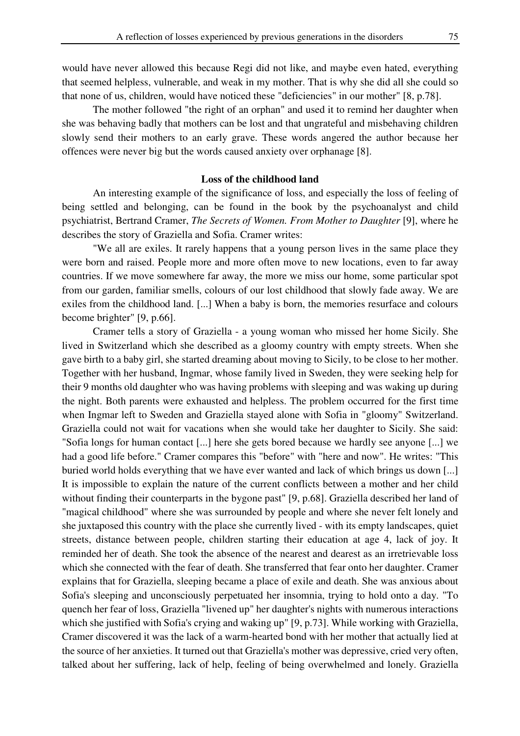would have never allowed this because Regi did not like, and maybe even hated, everything that seemed helpless, vulnerable, and weak in my mother. That is why she did all she could so that none of us, children, would have noticed these "deficiencies" in our mother" [8, p.78].

The mother followed "the right of an orphan" and used it to remind her daughter when she was behaving badly that mothers can be lost and that ungrateful and misbehaving children slowly send their mothers to an early grave. These words angered the author because her offences were never big but the words caused anxiety over orphanage [8].

### Loss of the childhood land

An interesting example of the significance of loss, and especially the loss of feeling of being settled and belonging, can be found in the book by the psychoanalyst and child psychiatrist, Bertrand Cramer, *The Secrets of Women. From Mother to Daughter* [9], where he describes the story of Graziella and Sofia. Cramer writes:

"We all are exiles. It rarely happens that a young person lives in the same place they were born and raised. People more and more often move to new locations, even to far away countries. If we move somewhere far away, the more we miss our home, some particular spot from our garden, familiar smells, colours of our lost childhood that slowly fade away. We are exiles from the childhood land. [...] When a baby is born, the memories resurface and colours become brighter" [9, p.66].

Cramer tells a story of Graziella - a young woman who missed her home Sicily. She lived in Switzerland which she described as a gloomy country with empty streets. When she gave birth to a baby girl, she started dreaming about moving to Sicily, to be close to her mother. Together with her husband, Ingmar, whose family lived in Sweden, they were seeking help for their 9 months old daughter who was having problems with sleeping and was waking up during the night. Both parents were exhausted and helpless. The problem occurred for the first time when Ingmar left to Sweden and Graziella stayed alone with Sofia in "gloomy" Switzerland. Graziella could not wait for vacations when she would take her daughter to Sicily. She said: "Sofia longs for human contact [...] here she gets bored because we hardly see anyone [...] we had a good life before." Cramer compares this "before" with "here and now". He writes: "This buried world holds everything that we have ever wanted and lack of which brings us down [...] It is impossible to explain the nature of the current conflicts between a mother and her child without finding their counterparts in the bygone past" [9, p.68]. Graziella described her land of "magical childhood" where she was surrounded by people and where she never felt lonely and she juxtaposed this country with the place she currently lived - with its empty landscapes, quiet streets, distance between people, children starting their education at age 4, lack of joy. It reminded her of death. She took the absence of the nearest and dearest as an irretrievable loss which she connected with the fear of death. She transferred that fear onto her daughter. Cramer explains that for Graziella, sleeping became a place of exile and death. She was anxious about Sofia's sleeping and unconsciously perpetuated her insomnia, trying to hold onto a day. "To quench her fear of loss, Graziella "livened up" her daughter's nights with numerous interactions which she justified with Sofia's crying and waking up" [9, p.73]. While working with Graziella, Cramer discovered it was the lack of a warm-hearted bond with her mother that actually lied at the source of her anxieties. It turned out that Graziella's mother was depressive, cried very often, talked about her suffering, lack of help, feeling of being overwhelmed and lonely. Graziella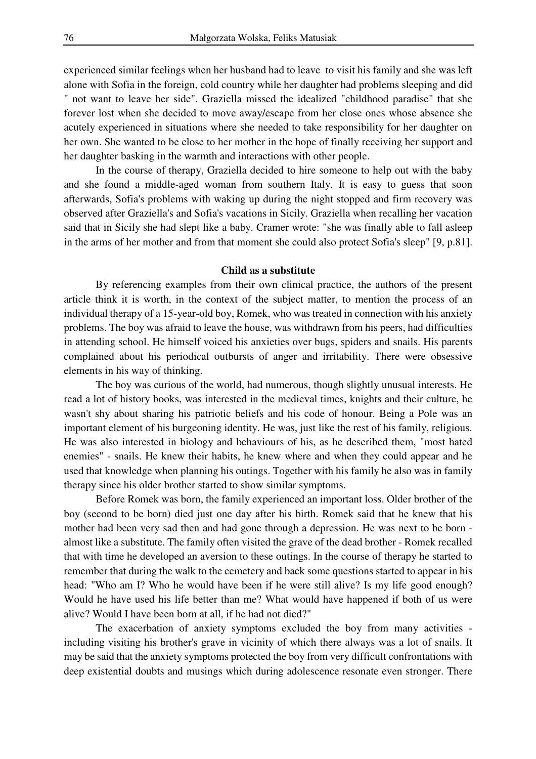experienced similar feelings when her husband had to leave to visit his family and she was left alone with Sofia in the foreign, cold country while her daughter had problems sleeping and did " not want to leave her side". Graziella missed the idealized "childhood paradise" that she forever lost when she decided to move away/escape from her close ones whose absence she acutely experienced in situations where she needed to take responsibility for her daughter on her own. She wanted to be close to her mother in the hope of finally receiving her support and her daughter basking in the warmth and interactions with other people.

In the course of therapy, Graziella decided to hire someone to help out with the baby and she found a middle-aged woman from southern Italy. It is easy to guess that soon afterwards, Sofia's problems with waking up during the night stopped and firm recovery was observed after Graziella's and Sofia's vacations in Sicily. Graziella when recalling her vacation said that in Sicily she had slept like a baby. Cramer wrote: "she was finally able to fall asleep in the arms of her mother and from that moment she could also protect Sofia's sleep" [9, p.81].

**Child as a substitute**

By referencing examples from their own clinical practice, the authors of the present article think it is worth, in the context of the subject matter, to mention the process of an individual therapy of a 15-year-old boy, Romek, who was treated in connection with his anxiety problems. The boy was afraid to leave the house, was withdrawn from his peers, had difficulties in attending school. He himself voiced his anxieties over bugs, spiders and snails. His parents complained about his periodical outbursts of anger and irritability. There were obsessive elements in his way of thinking.

The boy was curious of the world, had numerous, though slightly unusual interests. He read a lot of history books, was interested in the medieval times, knights and their culture, he wasn't shy about sharing his patriotic beliefs and his code of honour. Being a Pole was an important element of his burgeoning identity. He was, just like the rest of his family, religious. He was also interested in biology and behaviours of his, as he described them, "most hated enemies" - snails. He knew their habits, he knew where and when they could appear and he used that knowledge when planning his outings. Together with his family he also was in family therapy since his older brother started to show similar symptoms.

Before Romek was born, the family experienced an important loss. Older brother of the boy (second to be born) died just one day after his birth. Romek said that he knew that his mother had been very sad then and had gone through a depression. He was next to be born - almost like a substitute. The family often visited the grave of the dead brother - Romek recalled that with time he developed an aversion to these outings. In the course of therapy he started to remember that during the walk to the cemetery and back some questions started to appear in his head: "Who am I? Who he would have been if he were still alive? Is my life good enough? Would he have used his life better than me? What would have happened if both of us were alive? Would I have been born at all, if he had not died?"

The exacerbation of anxiety symptoms excluded the boy from many activities - including visiting his brother's grave in vicinity of which there always was a lot of snails. It may be said that the anxiety symptoms protected the boy from very difficult confrontations with deep existential doubts and musings which during adolescence resonate even stronger. There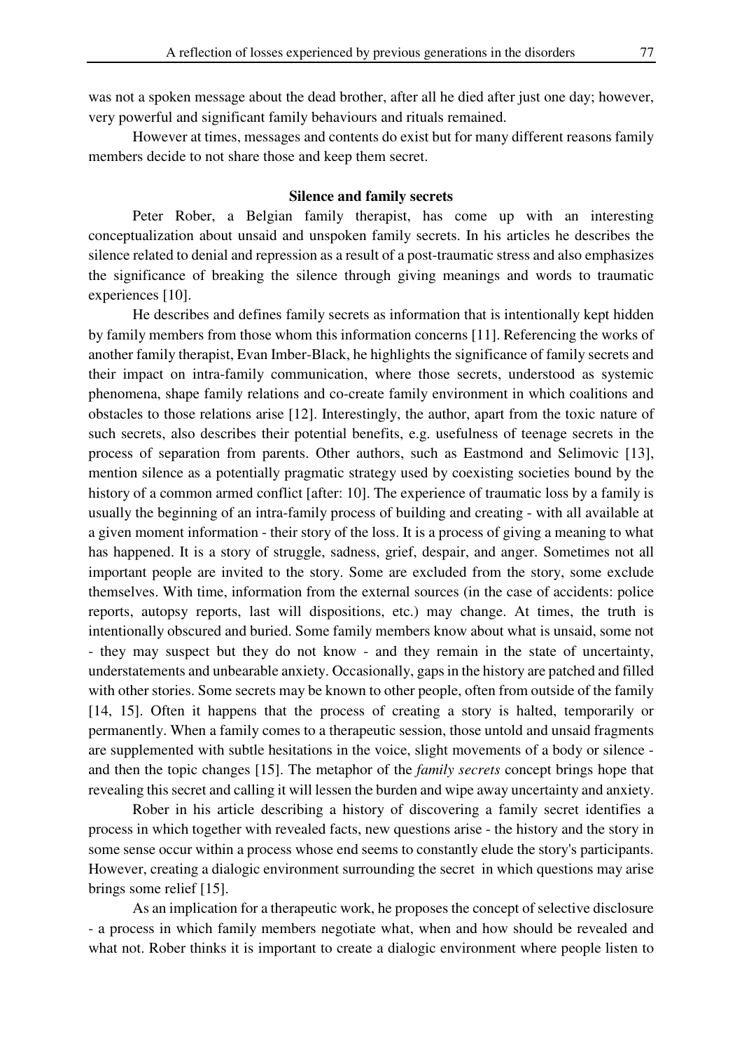was not a spoken message about the dead brother, after all he died after just one day; however, very powerful and significant family behaviours and rituals remained.

However at times, messages and contents do exist but for many different reasons family members decide to not share those and keep them secret.

## Silence and family secrets

Peter Rober, a Belgian family therapist, has come up with an interesting conceptualization about unsaid and unspoken family secrets. In his articles he describes the silence related to denial and repression as a result of a post-traumatic stress and also emphasizes the significance of breaking the silence through giving meanings and words to traumatic experiences [10].

He describes and defines family secrets as information that is intentionally kept hidden by family members from those whom this information concerns [11]. Referencing the works of another family therapist, Evan Imber-Black, he highlights the significance of family secrets and their impact on intra-family communication, where those secrets, understood as systemic phenomena, shape family relations and co-create family environment in which coalitions and obstacles to those relations arise [12]. Interestingly, the author, apart from the toxic nature of such secrets, also describes their potential benefits, e.g. usefulness of teenage secrets in the process of separation from parents. Other authors, such as Eastmond and Selimovic [13], mention silence as a potentially pragmatic strategy used by coexisting societies bound by the history of a common armed conflict [after: 10]. The experience of traumatic loss by a family is usually the beginning of an intra-family process of building and creating - with all available at a given moment information - their story of the loss. It is a process of giving a meaning to what has happened. It is a story of struggle, sadness, grief, despair, and anger. Sometimes not all important people are invited to the story. Some are excluded from the story, some exclude themselves. With time, information from the external sources (in the case of accidents: police reports, autopsy reports, last will dispositions, etc.) may change. At times, the truth is intentionally obscured and buried. Some family members know about what is unsaid, some not - they may suspect but they do not know - and they remain in the state of uncertainty, understatements and unbearable anxiety. Occasionally, gaps in the history are patched and filled with other stories. Some secrets may be known to other people, often from outside of the family [14, 15]. Often it happens that the process of creating a story is halted, temporarily or permanently. When a family comes to a therapeutic session, those untold and unsaid fragments are supplemented with subtle hesitations in the voice, slight movements of a body or silence - and then the topic changes [15]. The metaphor of the *family secrets* concept brings hope that revealing this secret and calling it will lessen the burden and wipe away uncertainty and anxiety.

Rober in his article describing a history of discovering a family secret identifies a process in which together with revealed facts, new questions arise - the history and the story in some sense occur within a process whose end seems to constantly elude the story's participants. However, creating a dialogic environment surrounding the secret in which questions may arise brings some relief [15].

As an implication for a therapeutic work, he proposes the concept of selective disclosure - a process in which family members negotiate what, when and how should be revealed and what not. Rober thinks it is important to create a dialogic environment where people listen to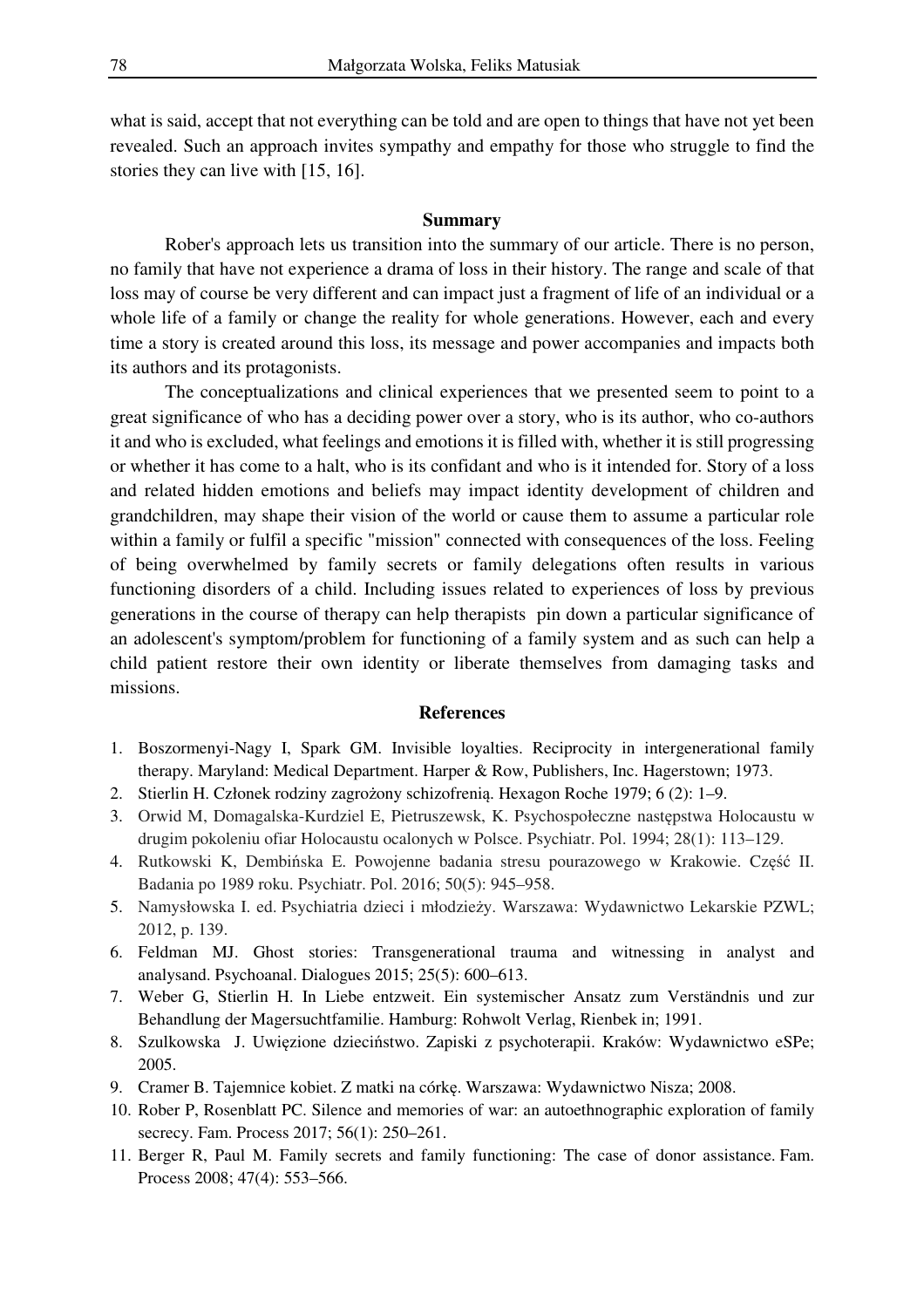what is said, accept that not everything can be told and are open to things that have not yet been revealed. Such an approach invites sympathy and empathy for those who struggle to find the stories they can live with [15, 16].

## Summary

Rober's approach lets us transition into the summary of our article. There is no person, no family that have not experience a drama of loss in their history. The range and scale of that loss may of course be very different and can impact just a fragment of life of an individual or a whole life of a family or change the reality for whole generations. However, each and every time a story is created around this loss, its message and power accompanies and impacts both its authors and its protagonists.

The conceptualizations and clinical experiences that we presented seem to point to a great significance of who has a deciding power over a story, who is its author, who co-authors it and who is excluded, what feelings and emotions it is filled with, whether it is still progressing or whether it has come to a halt, who is its confidant and who is it intended for. Story of a loss and related hidden emotions and beliefs may impact identity development of children and grandchildren, may shape their vision of the world or cause them to assume a particular role within a family or fulfil a specific "mission" connected with consequences of the loss. Feeling of being overwhelmed by family secrets or family delegations often results in various functioning disorders of a child. Including issues related to experiences of loss by previous generations in the course of therapy can help therapists pin down a particular significance of an adolescent's symptom/problem for functioning of a family system and as such can help a child patient restore their own identity or liberate themselves from damaging tasks and missions.

## References

1. Boszormenyi-Nagy I, Spark GM. Invisible loyalties. Reciprocity in intergenerational family therapy. Maryland: Medical Department. Harper & Row, Publishers, Inc. Hagerstown; 1973.
2. Stierlin H. Członek rodziny zagrożony schizofrenią. Hexagon Roche 1979; 6 (2): 1–9.
3. Orwid M, Domagalska-Kurdziel E, Pietruszewsk, K. Psychospołeczne następstwa Holocaustu w drugim pokoleniu ofiar Holocaustu ocalonych w Polsce. Psychiatr. Pol. 1994; 28(1): 113–129.
4. Rutkowski K, Dembińska E. Powojenne badania stresu pourazowego w Krakowie. Część II. Badania po 1989 roku. Psychiatr. Pol. 2016; 50(5): 945–958.
5. Namysłowska I. ed. Psychiatria dzieci i młodzieży. Warszawa: Wydawnictwo Lekarskie PZWL; 2012, p. 139.
6. Feldman MJ. Ghost stories: Transgenerational trauma and witnessing in analyst and analysand. Psychoanal. Dialogues 2015; 25(5): 600–613.
7. Weber G, Stierlin H. In Liebe entzweit. Ein systemischer Ansatz zum Verständnis und zur Behandlung der Magersuchtfamilie. Hamburg: Rohwolt Verlag, Rienbek in; 1991.
8. Szulkowska J. Uwięzione dzieciństwo. Zapiski z psychoterapii. Kraków: Wydawnictwo eSPe; 2005.
9. Cramer B. Tajemnice kobiet. Z matki na córkę. Warszawa: Wydawnictwo Nisza; 2008.
10. Rober P, Rosenblatt PC. Silence and memories of war: an autoethnographic exploration of family secrecy. Fam. Process 2017; 56(1): 250–261.
11. Berger R, Paul M. Family secrets and family functioning: The case of donor assistance. Fam. Process 2008; 47(4): 553–566.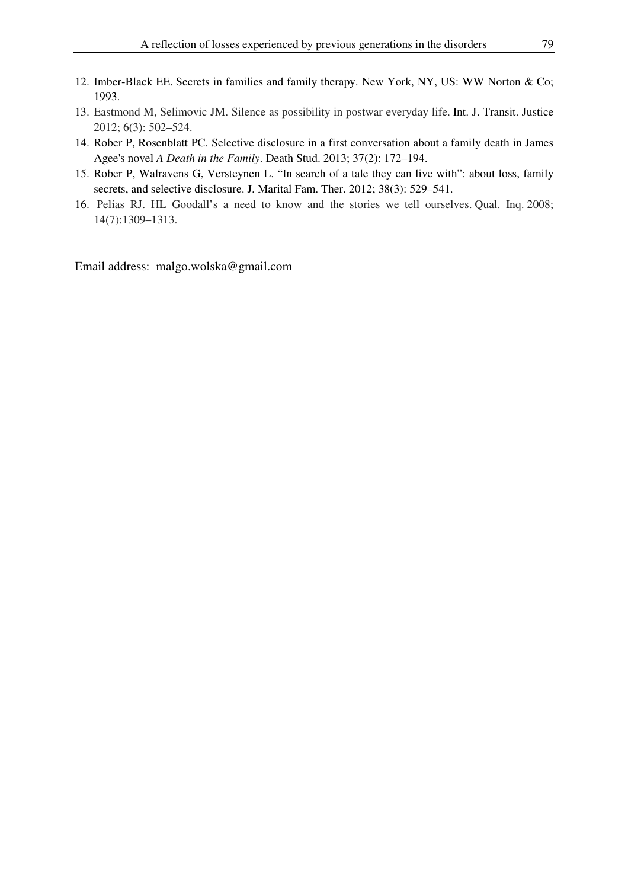12. Imber-Black EE. Secrets in families and family therapy. New York, NY, US: WW Norton & Co; 1993.
13. Eastmond M, Selimovic JM. Silence as possibility in postwar everyday life. Int. J. Transit. Justice 2012; 6(3): 502–524.
14. Rober P, Rosenblatt PC. Selective disclosure in a first conversation about a family death in James Agee's novel *A Death in the Family*. Death Stud. 2013; 37(2): 172–194.
15. Rober P, Walravens G, Versteynen L. "In search of a tale they can live with": about loss, family secrets, and selective disclosure. J. Marital Fam. Ther. 2012; 38(3): 529–541.
16. Pelias RJ. HL Goodall's a need to know and the stories we tell ourselves. Qual. Inq. 2008; 14(7):1309–1313.

Email address: malgo.wolska@gmail.com